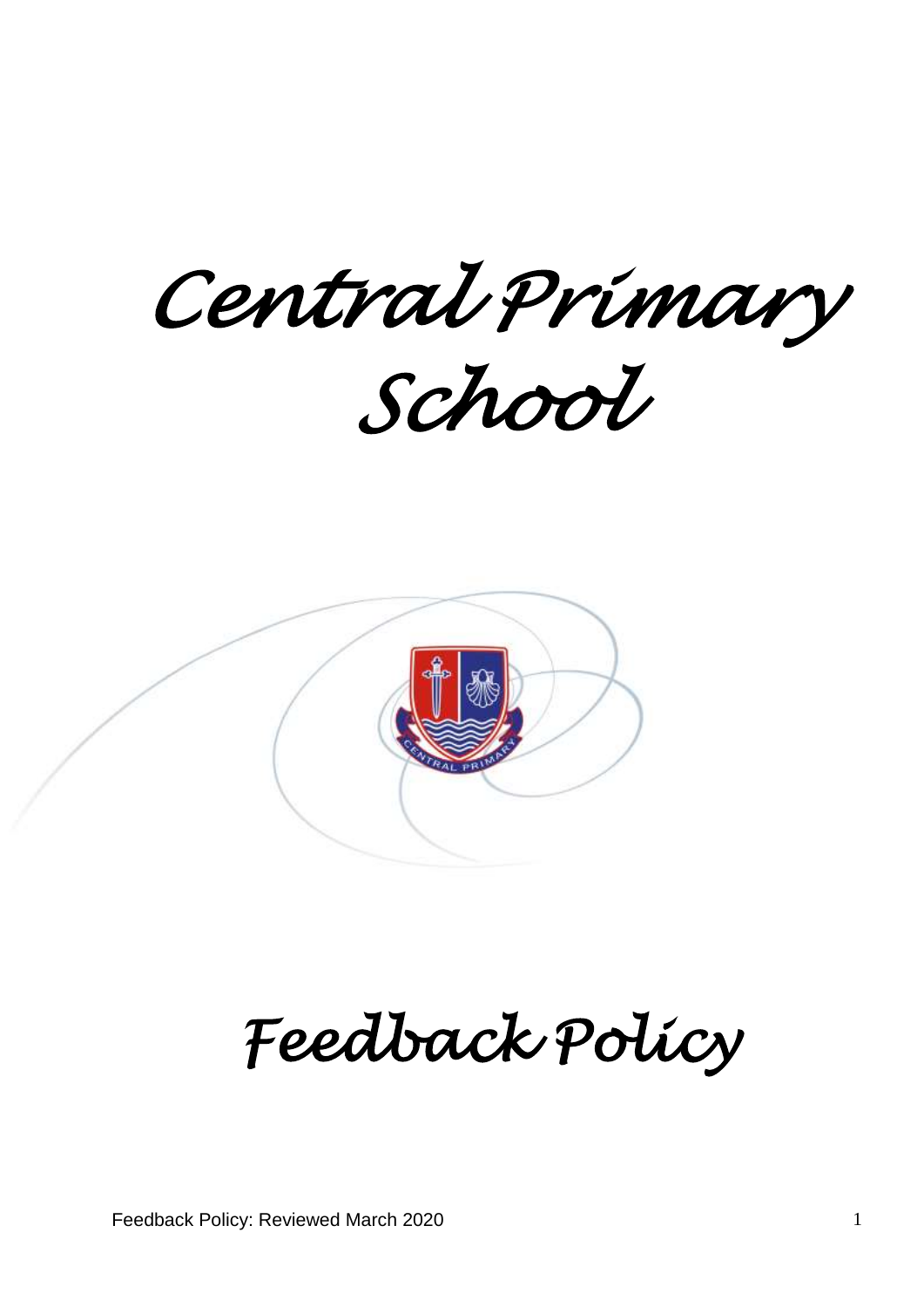# Central Primary School

# Feedback Policy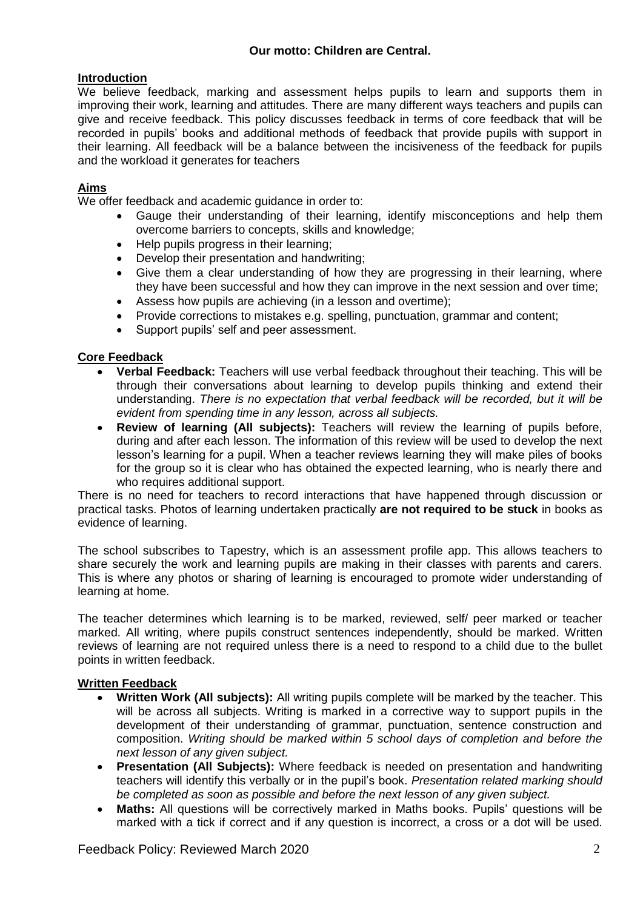**Our motto: Children are Central.**

## Introduction

We believe feedback, marking and assessment helps pupils to learn and supports them in improving their work, learning and attitudes. There are many different ways teachers and pupils can give and receive feedback. This policy discusses feedback in terms of core feedback that will be recorded in pupils' books and additional methods of feedback that provide pupils with support in their learning. All feedback will be a balance between the incisiveness of the feedback for pupils and the workload it generates for teachers

## Aims

We offer feedback and academic guidance in order to:

- Gauge their understanding of their learning, identify misconceptions and help them overcome barriers to concepts, skills and knowledge;
- Help pupils progress in their learning;
- Develop their presentation and handwriting;
- Give them a clear understanding of how they are progressing in their learning, where they have been successful and how they can improve in the next session and over time;
- Assess how pupils are achieving (in a lesson and overtime);
- Provide corrections to mistakes e.g. spelling, punctuation, grammar and content;
- Support pupils' self and peer assessment.

## Core Feedback

- **Verbal Feedback:** Teachers will use verbal feedback throughout their teaching. This will be through their conversations about learning to develop pupils thinking and extend their understanding. *There is no expectation that verbal feedback will be recorded, but it will be evident from spending time in any lesson, across all subjects.*
- **Review of learning (All subjects):** Teachers will review the learning of pupils before, during and after each lesson. The information of this review will be used to develop the next lesson's learning for a pupil. When a teacher reviews learning they will make piles of books for the group so it is clear who has obtained the expected learning, who is nearly there and who requires additional support.

There is no need for teachers to record interactions that have happened through discussion or practical tasks. Photos of learning undertaken practically **are not required to be stuck** in books as evidence of learning.

The school subscribes to Tapestry, which is an assessment profile app. This allows teachers to share securely the work and learning pupils are making in their classes with parents and carers. This is where any photos or sharing of learning is encouraged to promote wider understanding of learning at home.

The teacher determines which learning is to be marked, reviewed, self/ peer marked or teacher marked. All writing, where pupils construct sentences independently, should be marked. Written reviews of learning are not required unless there is a need to respond to a child due to the bullet points in written feedback.

## Written Feedback

- **Written Work (All subjects):** All writing pupils complete will be marked by the teacher. This will be across all subjects. Writing is marked in a corrective way to support pupils in the development of their understanding of grammar, punctuation, sentence construction and composition. *Writing should be marked within 5 school days of completion and before the next lesson of any given subject.*
- **Presentation (All Subjects):** Where feedback is needed on presentation and handwriting teachers will identify this verbally or in the pupil's book. *Presentation related marking should be completed as soon as possible and before the next lesson of any given subject.*
- **Maths:** All questions will be correctively marked in Maths books. Pupils' questions will be marked with a tick if correct and if any question is incorrect, a cross or a dot will be used.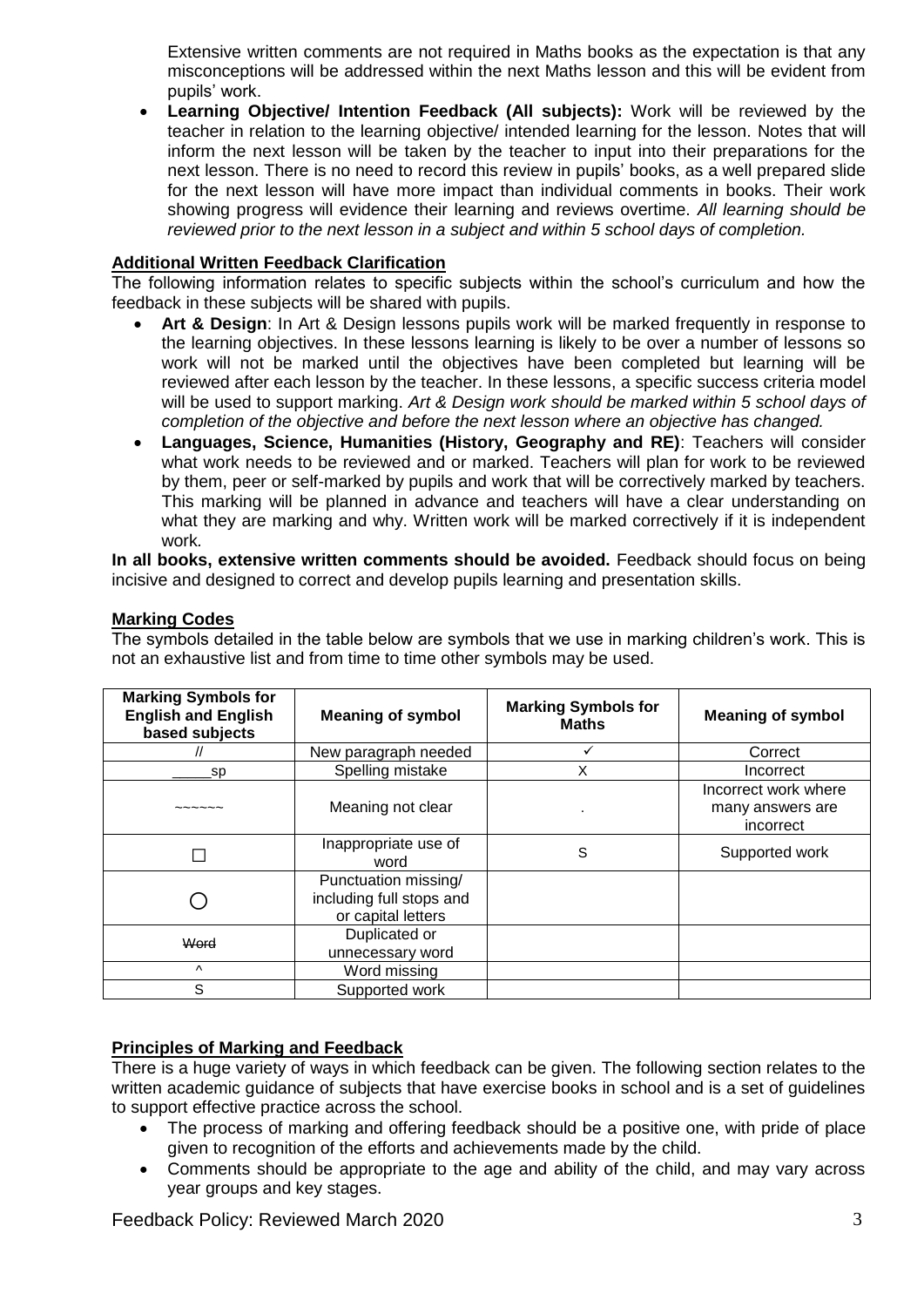Extensive written comments are not required in Maths books as the expectation is that any misconceptions will be addressed within the next Maths lesson and this will be evident from pupils' work.

- **Learning Objective/ Intention Feedback (All subjects):** Work will be reviewed by the teacher in relation to the learning objective/ intended learning for the lesson. Notes that will inform the next lesson will be taken by the teacher to input into their preparations for the next lesson. There is no need to record this review in pupils' books, as a well prepared slide for the next lesson will have more impact than individual comments in books. Their work showing progress will evidence their learning and reviews overtime. *All learning should be reviewed prior to the next lesson in a subject and within 5 school days of completion.*

## Additional Written Feedback Clarification

The following information relates to specific subjects within the school's curriculum and how the feedback in these subjects will be shared with pupils.

- **Art & Design**: In Art & Design lessons pupils work will be marked frequently in response to the learning objectives. In these lessons learning is likely to be over a number of lessons so work will not be marked until the objectives have been completed but learning will be reviewed after each lesson by the teacher. In these lessons, a specific success criteria model will be used to support marking. *Art & Design work should be marked within 5 school days of completion of the objective and before the next lesson where an objective has changed.*
- **Languages, Science, Humanities (History, Geography and RE)**: Teachers will consider what work needs to be reviewed and or marked. Teachers will plan for work to be reviewed by them, peer or self-marked by pupils and work that will be correctively marked by teachers. This marking will be planned in advance and teachers will have a clear understanding on what they are marking and why. Written work will be marked correctively if it is independent work.

**In all books, extensive written comments should be avoided.** Feedback should focus on being incisive and designed to correct and develop pupils learning and presentation skills.

## Marking Codes

The symbols detailed in the table below are symbols that we use in marking children's work. This is not an exhaustive list and from time to time other symbols may be used.

| Marking Symbols for English and English based subjects | Meaning of symbol | Marking Symbols for Maths | Meaning of symbol |
|---|---|---|---|
| // | New paragraph needed | ✓ | Correct |
| _____sp | Spelling mistake | X | Incorrect |
| ~~~~~~ | Meaning not clear | . | Incorrect work where many answers are incorrect |
| ☐ | Inappropriate use of word | S | Supported work |
| ◯ | Punctuation missing/ including full stops and or capital letters | | |
| ~~Word~~ | Duplicated or unnecessary word | | |
| ^ | Word missing | | |
| S | Supported work | | |

## Principles of Marking and Feedback

There is a huge variety of ways in which feedback can be given. The following section relates to the written academic guidance of subjects that have exercise books in school and is a set of guidelines to support effective practice across the school.

- The process of marking and offering feedback should be a positive one, with pride of place given to recognition of the efforts and achievements made by the child.
- Comments should be appropriate to the age and ability of the child, and may vary across year groups and key stages.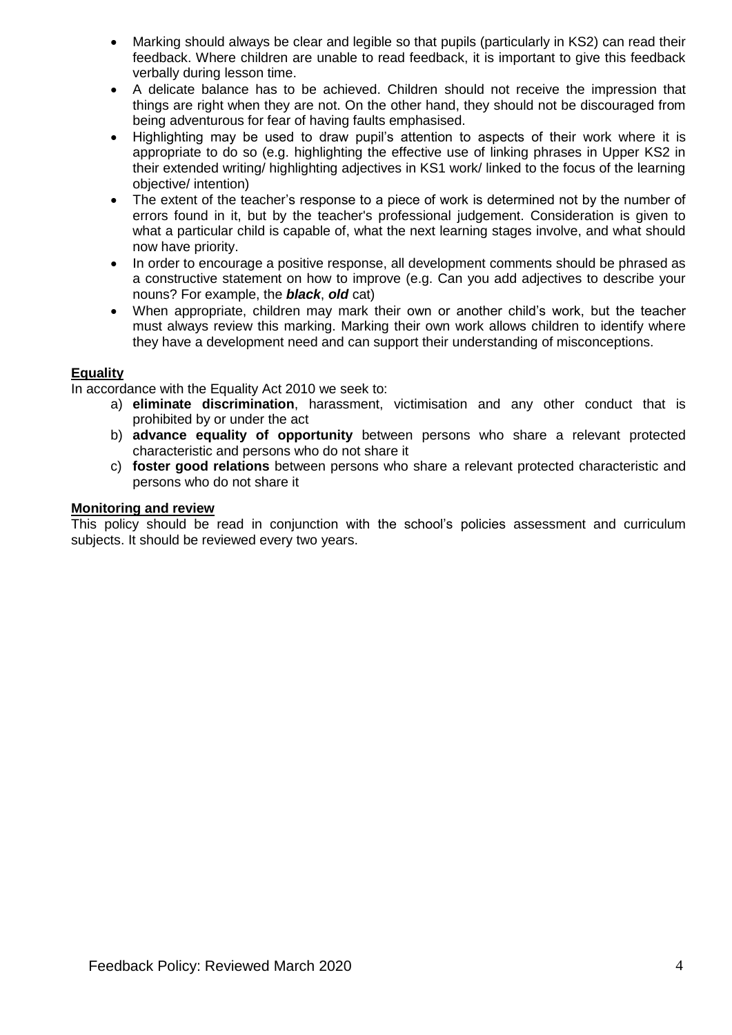- Marking should always be clear and legible so that pupils (particularly in KS2) can read their feedback. Where children are unable to read feedback, it is important to give this feedback verbally during lesson time.
- A delicate balance has to be achieved. Children should not receive the impression that things are right when they are not. On the other hand, they should not be discouraged from being adventurous for fear of having faults emphasised.
- Highlighting may be used to draw pupil's attention to aspects of their work where it is appropriate to do so (e.g. highlighting the effective use of linking phrases in Upper KS2 in their extended writing/ highlighting adjectives in KS1 work/ linked to the focus of the learning objective/ intention)
- The extent of the teacher's response to a piece of work is determined not by the number of errors found in it, but by the teacher's professional judgement. Consideration is given to what a particular child is capable of, what the next learning stages involve, and what should now have priority.
- In order to encourage a positive response, all development comments should be phrased as a constructive statement on how to improve (e.g. Can you add adjectives to describe your nouns? For example, the ***black***, ***old*** cat)
- When appropriate, children may mark their own or another child's work, but the teacher must always review this marking. Marking their own work allows children to identify where they have a development need and can support their understanding of misconceptions.

## Equality

In accordance with the Equality Act 2010 we seek to:

a) **eliminate discrimination**, harassment, victimisation and any other conduct that is prohibited by or under the act
b) **advance equality of opportunity** between persons who share a relevant protected characteristic and persons who do not share it
c) **foster good relations** between persons who share a relevant protected characteristic and persons who do not share it

## Monitoring and review

This policy should be read in conjunction with the school's policies assessment and curriculum subjects. It should be reviewed every two years.